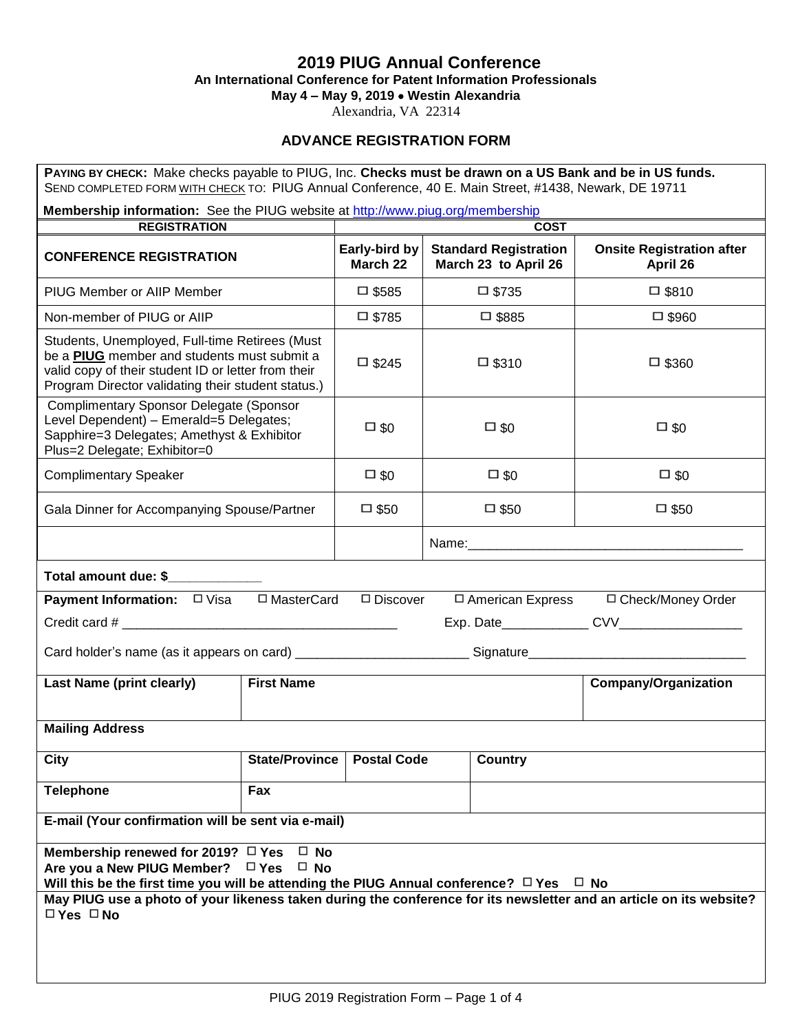# 2019 PIUG Annual Conference

**An International Conference for Patent Information Professionals**

**May 4 – May 9, 2019 • Westin Alexandria**

Alexandria, VA 22314

## ADVANCE REGISTRATION FORM

**PAYING BY CHECK:** Make checks payable to PIUG, Inc. **Checks must be drawn on a US Bank and be in US funds.**
SEND COMPLETED FORM WITH CHECK TO: PIUG Annual Conference, 40 E. Main Street, #1438, Newark, DE 19711

**Membership information:** See the PIUG website at http://www.piug.org/membership

| REGISTRATION | COST | | |
|---|---|---|---|
| **CONFERENCE REGISTRATION** | **Early-bird by March 22** | **Standard Registration March 23 to April 26** | **Onsite Registration after April 26** |
| PIUG Member or AIIP Member | ☐ $585 | ☐ $735 | ☐ $810 |
| Non-member of PIUG or AIIP | ☐ $785 | ☐ $885 | ☐ $960 |
| Students, Unemployed, Full-time Retirees (Must be a **PIUG** member and students must submit a valid copy of their student ID or letter from their Program Director validating their student status.) | ☐ $245 | ☐ $310 | ☐ $360 |
| Complimentary Sponsor Delegate (Sponsor Level Dependent) – Emerald=5 Delegates; Sapphire=3 Delegates; Amethyst & Exhibitor Plus=2 Delegate; Exhibitor=0 | ☐ $0 | ☐ $0 | ☐ $0 |
| Complimentary Speaker | ☐ $0 | ☐ $0 | ☐ $0 |
| Gala Dinner for Accompanying Spouse/Partner | ☐ $50 | ☐ $50 | ☐ $50 |
| | | Name:______________________________________ | |

**Total amount due: $____________**

**Payment Information:** ☐ Visa ☐ MasterCard ☐ Discover ☐ American Express ☐ Check/Money Order

Credit card # ______________________________________ Exp. Date____________ CVV_________________

Card holder's name (as it appears on card) ________________________ Signature______________________________

| Last Name (print clearly) | First Name | Company/Organization |
|---|---|---|
| | | |

| Mailing Address | | | |
|---|---|---|---|
| **City** | **State/Province** | **Postal Code** | **Country** |
| **Telephone** | **Fax** | | |
| **E-mail (Your confirmation will be sent via e-mail)** | | | |

**Membership renewed for 2019?** ☐ **Yes** ☐ **No**
**Are you a New PIUG Member?** ☐ **Yes** ☐ **No**
**Will this be the first time you will be attending the PIUG Annual conference?** ☐ **Yes** ☐ **No**

**May PIUG use a photo of your likeness taken during the conference for its newsletter and an article on its website?**
☐ **Yes** ☐ **No**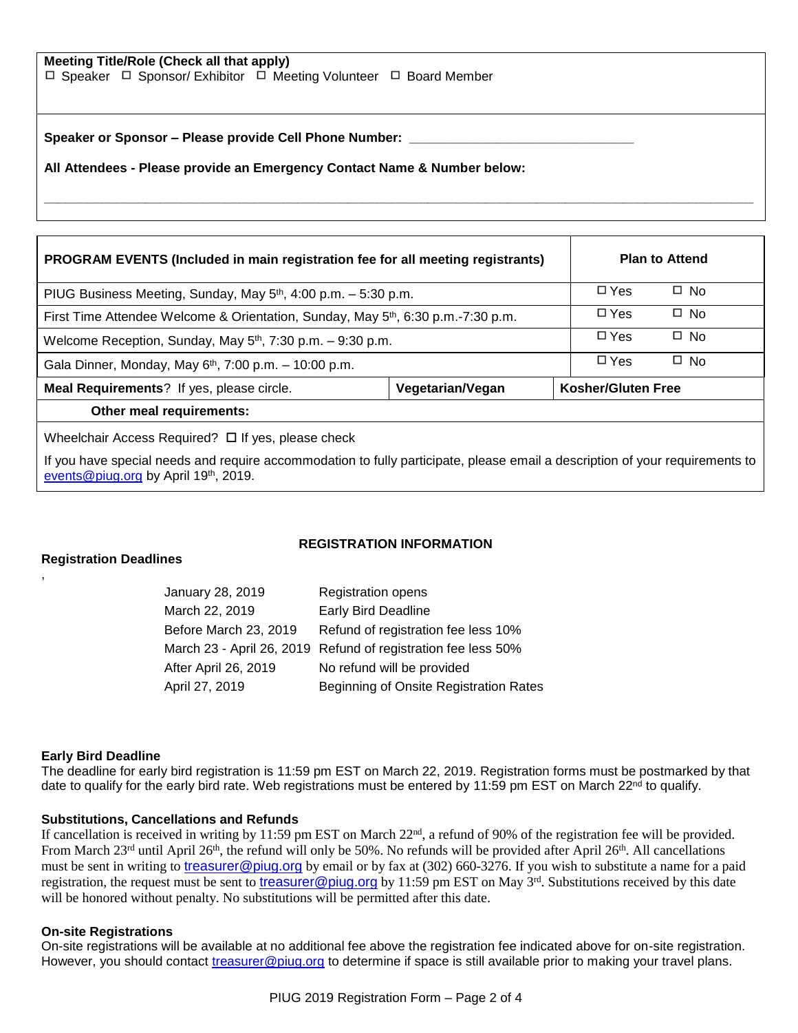**Meeting Title/Role (Check all that apply)**

☐ Speaker ☐ Sponsor/ Exhibitor ☐ Meeting Volunteer ☐ Board Member

**Speaker or Sponsor – Please provide Cell Phone Number:** _______________________________

**All Attendees - Please provide an Emergency Contact Name & Number below:**

_______________________________________________________________________________

| PROGRAM EVENTS (Included in main registration fee for all meeting registrants) | | Plan to Attend |
|---|---|---|
| PIUG Business Meeting, Sunday, May 5th, 4:00 p.m. – 5:30 p.m. | | ☐ Yes ☐ No |
| First Time Attendee Welcome & Orientation, Sunday, May 5th, 6:30 p.m.-7:30 p.m. | | ☐ Yes ☐ No |
| Welcome Reception, Sunday, May 5th, 7:30 p.m. – 9:30 p.m. | | ☐ Yes ☐ No |
| Gala Dinner, Monday, May 6th, 7:00 p.m. – 10:00 p.m. | | ☐ Yes ☐ No |
| **Meal Requirements**? If yes, please circle. | **Vegetarian/Vegan** | **Kosher/Gluten Free** |
| **Other meal requirements:** | | |

Wheelchair Access Required? ☐ If yes, please check

If you have special needs and require accommodation to fully participate, please email a description of your requirements to events@piug.org by April 19th, 2019.

## REGISTRATION INFORMATION

### Registration Deadlines

| | |
|---|---|
| January 28, 2019 | Registration opens |
| March 22, 2019 | Early Bird Deadline |
| Before March 23, 2019 | Refund of registration fee less 10% |
| March 23 - April 26, 2019 | Refund of registration fee less 50% |
| After April 26, 2019 | No refund will be provided |
| April 27, 2019 | Beginning of Onsite Registration Rates |

### Early Bird Deadline

The deadline for early bird registration is 11:59 pm EST on March 22, 2019. Registration forms must be postmarked by that date to qualify for the early bird rate. Web registrations must be entered by 11:59 pm EST on March 22nd to qualify.

### Substitutions, Cancellations and Refunds

If cancellation is received in writing by 11:59 pm EST on March 22nd, a refund of 90% of the registration fee will be provided. From March 23rd until April 26th, the refund will only be 50%. No refunds will be provided after April 26th. All cancellations must be sent in writing to treasurer@piug.org by email or by fax at (302) 660-3276. If you wish to substitute a name for a paid registration, the request must be sent to treasurer@piug.org by 11:59 pm EST on May 3rd. Substitutions received by this date will be honored without penalty. No substitutions will be permitted after this date.

### On-site Registrations

On-site registrations will be available at no additional fee above the registration fee indicated above for on-site registration. However, you should contact treasurer@piug.org to determine if space is still available prior to making your travel plans.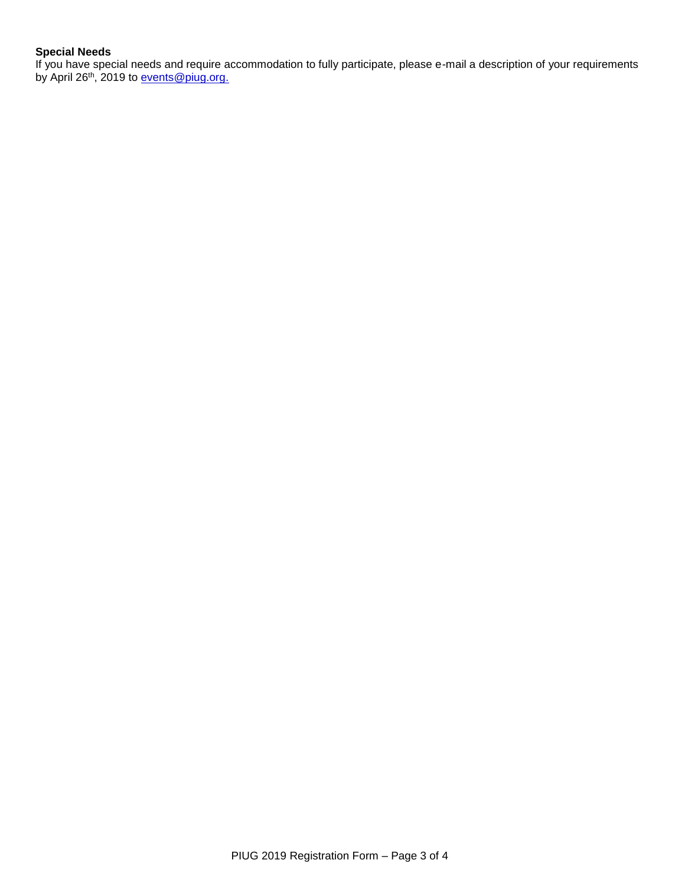**Special Needs**
If you have special needs and require accommodation to fully participate, please e-mail a description of your requirements by April 26th, 2019 to events@piug.org.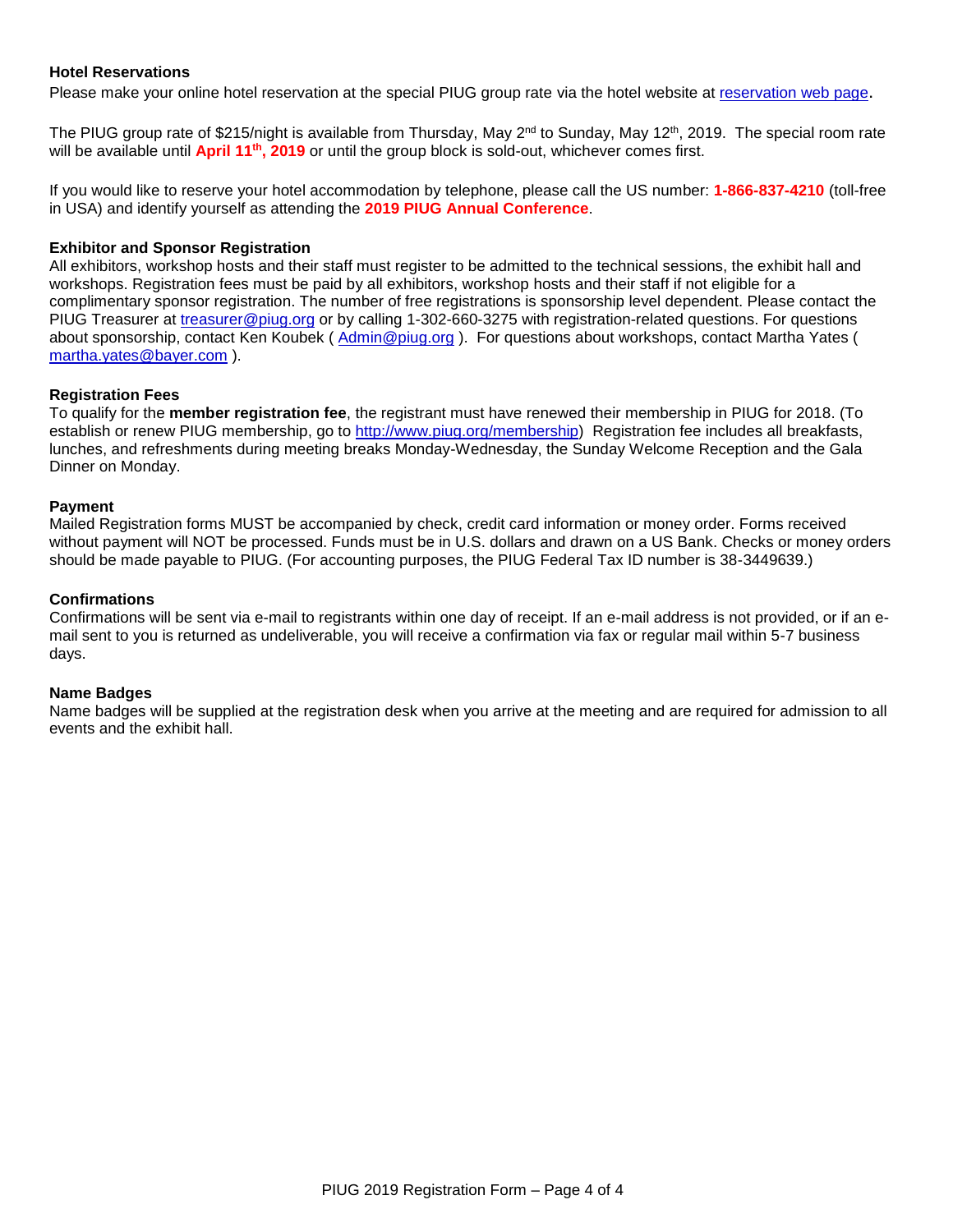### Hotel Reservations

Please make your online hotel reservation at the special PIUG group rate via the hotel website at reservation web page.

The PIUG group rate of $215/night is available from Thursday, May 2nd to Sunday, May 12th, 2019. The special room rate will be available until **April 11th, 2019** or until the group block is sold-out, whichever comes first.

If you would like to reserve your hotel accommodation by telephone, please call the US number: **1-866-837-4210** (toll-free in USA) and identify yourself as attending the **2019 PIUG Annual Conference**.

### Exhibitor and Sponsor Registration

All exhibitors, workshop hosts and their staff must register to be admitted to the technical sessions, the exhibit hall and workshops. Registration fees must be paid by all exhibitors, workshop hosts and their staff if not eligible for a complimentary sponsor registration. The number of free registrations is sponsorship level dependent. Please contact the PIUG Treasurer at treasurer@piug.org or by calling 1-302-660-3275 with registration-related questions. For questions about sponsorship, contact Ken Koubek ( Admin@piug.org ). For questions about workshops, contact Martha Yates ( martha.yates@bayer.com ).

### Registration Fees

To qualify for the **member registration fee**, the registrant must have renewed their membership in PIUG for 2018. (To establish or renew PIUG membership, go to http://www.piug.org/membership) Registration fee includes all breakfasts, lunches, and refreshments during meeting breaks Monday-Wednesday, the Sunday Welcome Reception and the Gala Dinner on Monday.

### Payment

Mailed Registration forms MUST be accompanied by check, credit card information or money order. Forms received without payment will NOT be processed. Funds must be in U.S. dollars and drawn on a US Bank. Checks or money orders should be made payable to PIUG. (For accounting purposes, the PIUG Federal Tax ID number is 38-3449639.)

### Confirmations

Confirmations will be sent via e-mail to registrants within one day of receipt. If an e-mail address is not provided, or if an e-mail sent to you is returned as undeliverable, you will receive a confirmation via fax or regular mail within 5-7 business days.

### Name Badges

Name badges will be supplied at the registration desk when you arrive at the meeting and are required for admission to all events and the exhibit hall.